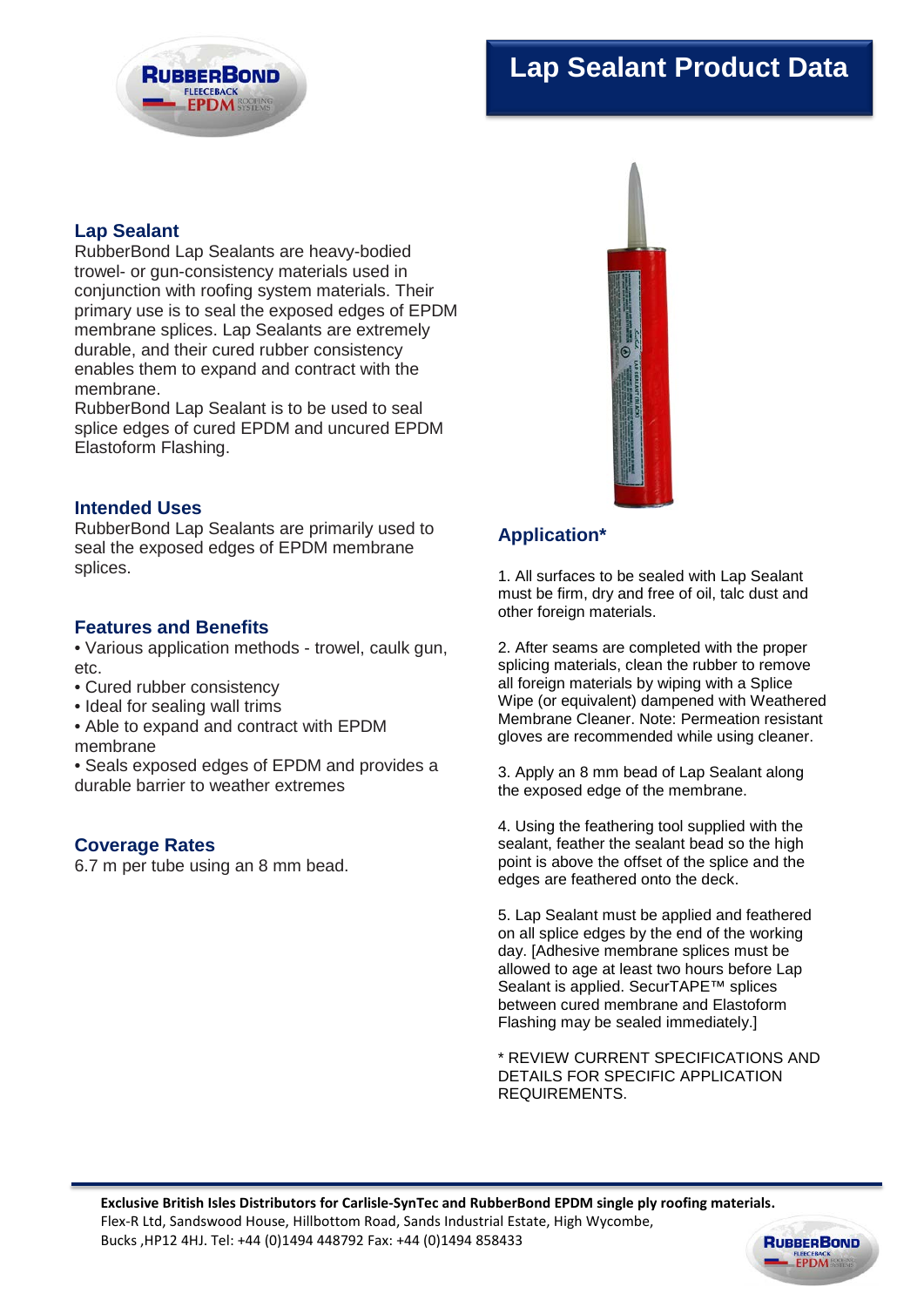# Lap Sealant Product Data

## Lap Sealant

RubberBond Lap Sealants are heavy-bodied trowel- or gun-consistency materials used in conjunction with roofing system materials. Their primary use is to seal the exposed edges of EPDM membrane splices. Lap Sealants are extremely durable, and their cured rubber consistency enables them to expand and contract with the membrane.

RubberBond Lap Sealant is to be used to seal splice edges of cured EPDM and uncured EPDM Elastoform Flashing.

## Intended Uses

RubberBond Lap Sealants are primarily used to seal the exposed edges of EPDM membrane splices.

## Features and Benefits

- Various application methods - trowel, caulk gun, etc.
- Cured rubber consistency
- Ideal for sealing wall trims
- Able to expand and contract with EPDM membrane
- Seals exposed edges of EPDM and provides a durable barrier to weather extremes

## Coverage Rates

6.7 m per tube using an 8 mm bead.

## Application*

1. All surfaces to be sealed with Lap Sealant must be firm, dry and free of oil, talc dust and other foreign materials.

2. After seams are completed with the proper splicing materials, clean the rubber to remove all foreign materials by wiping with a Splice Wipe (or equivalent) dampened with Weathered Membrane Cleaner. Note: Permeation resistant gloves are recommended while using cleaner.

3. Apply an 8 mm bead of Lap Sealant along the exposed edge of the membrane.

4. Using the feathering tool supplied with the sealant, feather the sealant bead so the high point is above the offset of the splice and the edges are feathered onto the deck.

5. Lap Sealant must be applied and feathered on all splice edges by the end of the working day. [Adhesive membrane splices must be allowed to age at least two hours before Lap Sealant is applied. SecurTAPE™ splices between cured membrane and Elastoform Flashing may be sealed immediately.]

* REVIEW CURRENT SPECIFICATIONS AND DETAILS FOR SPECIFIC APPLICATION REQUIREMENTS.

**Exclusive British Isles Distributors for Carlisle-SynTec and RubberBond EPDM single ply roofing materials.**
Flex-R Ltd, Sandswood House, Hillbottom Road, Sands Industrial Estate, High Wycombe, Bucks ,HP12 4HJ. Tel: +44 (0)1494 448792 Fax: +44 (0)1494 858433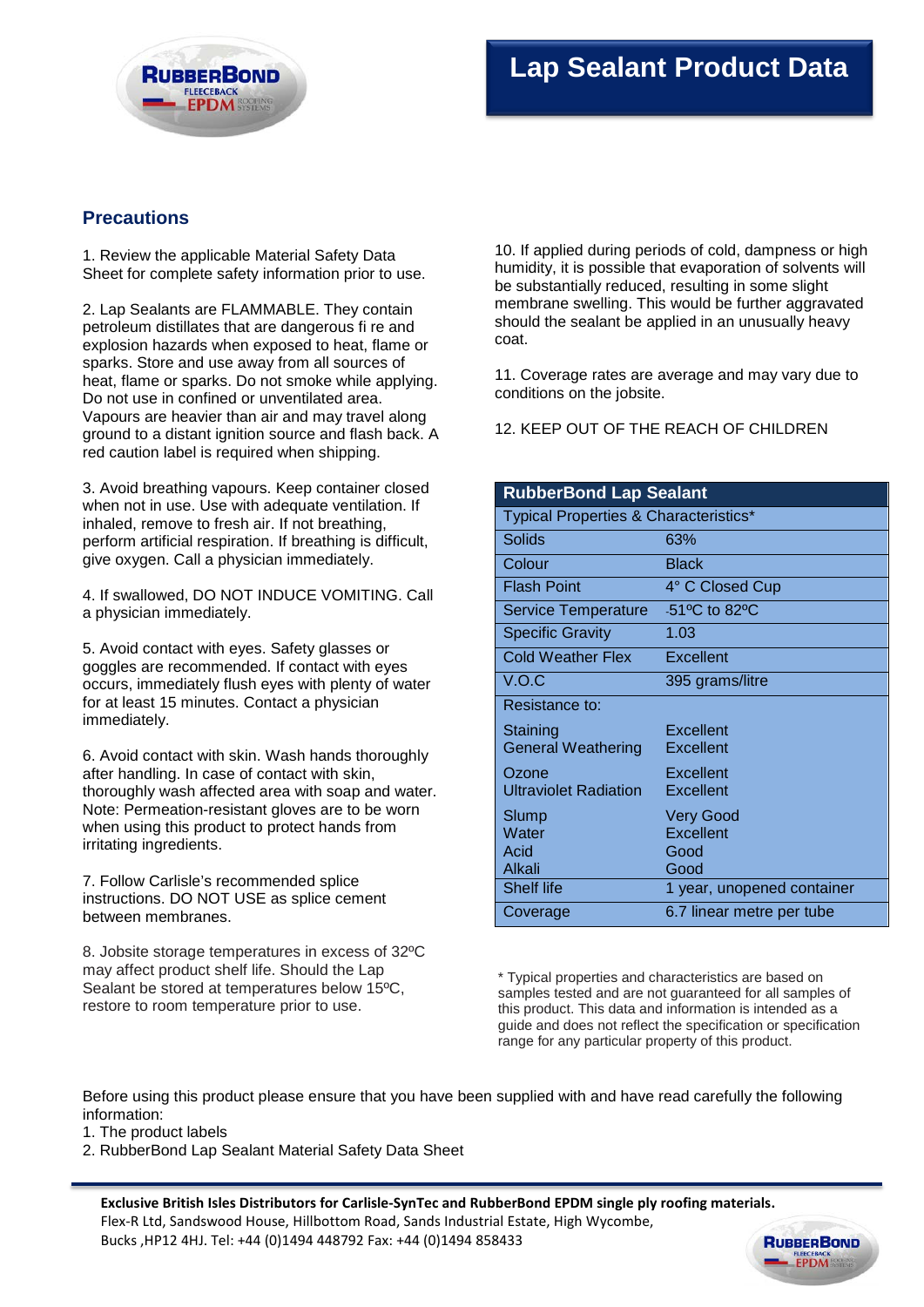# Lap Sealant Product Data

## Precautions

1. Review the applicable Material Safety Data Sheet for complete safety information prior to use.

2. Lap Sealants are FLAMMABLE. They contain petroleum distillates that are dangerous fi re and explosion hazards when exposed to heat, flame or sparks. Store and use away from all sources of heat, flame or sparks. Do not smoke while applying. Do not use in confined or unventilated area. Vapours are heavier than air and may travel along ground to a distant ignition source and flash back. A red caution label is required when shipping.

3. Avoid breathing vapours. Keep container closed when not in use. Use with adequate ventilation. If inhaled, remove to fresh air. If not breathing, perform artificial respiration. If breathing is difficult, give oxygen. Call a physician immediately.

4. If swallowed, DO NOT INDUCE VOMITING. Call a physician immediately.

5. Avoid contact with eyes. Safety glasses or goggles are recommended. If contact with eyes occurs, immediately flush eyes with plenty of water for at least 15 minutes. Contact a physician immediately.

6. Avoid contact with skin. Wash hands thoroughly after handling. In case of contact with skin, thoroughly wash affected area with soap and water. Note: Permeation-resistant gloves are to be worn when using this product to protect hands from irritating ingredients.

7. Follow Carlisle's recommended splice instructions. DO NOT USE as splice cement between membranes.

8. Jobsite storage temperatures in excess of 32ºC may affect product shelf life. Should the Lap Sealant be stored at temperatures below 15ºC, restore to room temperature prior to use.

10. If applied during periods of cold, dampness or high humidity, it is possible that evaporation of solvents will be substantially reduced, resulting in some slight membrane swelling. This would be further aggravated should the sealant be applied in an unusually heavy coat.

11. Coverage rates are average and may vary due to conditions on the jobsite.

12. KEEP OUT OF THE REACH OF CHILDREN

| RubberBond Lap Sealant | |
|---|---|
| Typical Properties & Characteristics* | |
| Solids | 63% |
| Colour | Black |
| Flash Point | 4° C Closed Cup |
| Service Temperature | -51ºC to 82ºC |
| Specific Gravity | 1.03 |
| Cold Weather Flex | Excellent |
| V.O.C | 395 grams/litre |
| Resistance to: | |
| Staining | Excellent |
| General Weathering | Excellent |
| Ozone | Excellent |
| Ultraviolet Radiation | Excellent |
| Slump | Very Good |
| Water | Excellent |
| Acid | Good |
| Alkali | Good |
| Shelf life | 1 year, unopened container |
| Coverage | 6.7 linear metre per tube |

* Typical properties and characteristics are based on samples tested and are not guaranteed for all samples of this product. This data and information is intended as a guide and does not reflect the specification or specification range for any particular property of this product.

Before using this product please ensure that you have been supplied with and have read carefully the following information:
1. The product labels
2. RubberBond Lap Sealant Material Safety Data Sheet

**Exclusive British Isles Distributors for Carlisle-SynTec and RubberBond EPDM single ply roofing materials.**
Flex-R Ltd, Sandswood House, Hillbottom Road, Sands Industrial Estate, High Wycombe, Bucks ,HP12 4HJ. Tel: +44 (0)1494 448792 Fax: +44 (0)1494 858433